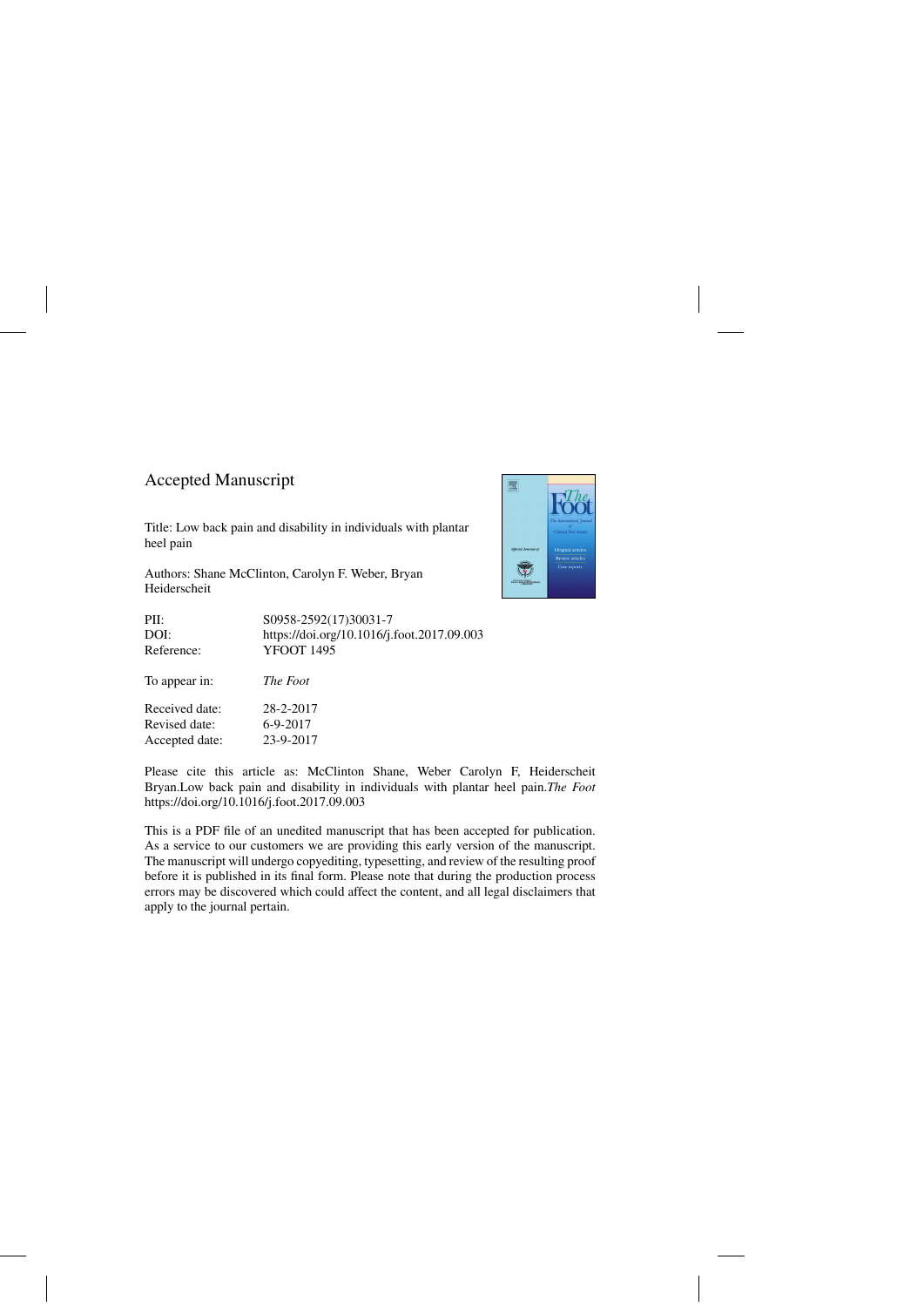# Accepted Manuscript

Title: Low back pain and disability in individuals with plantar heel pain

Authors: Shane McClinton, Carolyn F. Weber, Bryan Heiderscheit

| | |
|---|---|
| PII: | S0958-2592(17)30031-7 |
| DOI: | https://doi.org/10.1016/j.foot.2017.09.003 |
| Reference: | YFOOT 1495 |
| To appear in: | *The Foot* |
| Received date: | 28-2-2017 |
| Revised date: | 6-9-2017 |
| Accepted date: | 23-9-2017 |

Please cite this article as: McClinton Shane, Weber Carolyn F, Heiderscheit Bryan.Low back pain and disability in individuals with plantar heel pain.*The Foot* https://doi.org/10.1016/j.foot.2017.09.003

This is a PDF file of an unedited manuscript that has been accepted for publication. As a service to our customers we are providing this early version of the manuscript. The manuscript will undergo copyediting, typesetting, and review of the resulting proof before it is published in its final form. Please note that during the production process errors may be discovered which could affect the content, and all legal disclaimers that apply to the journal pertain.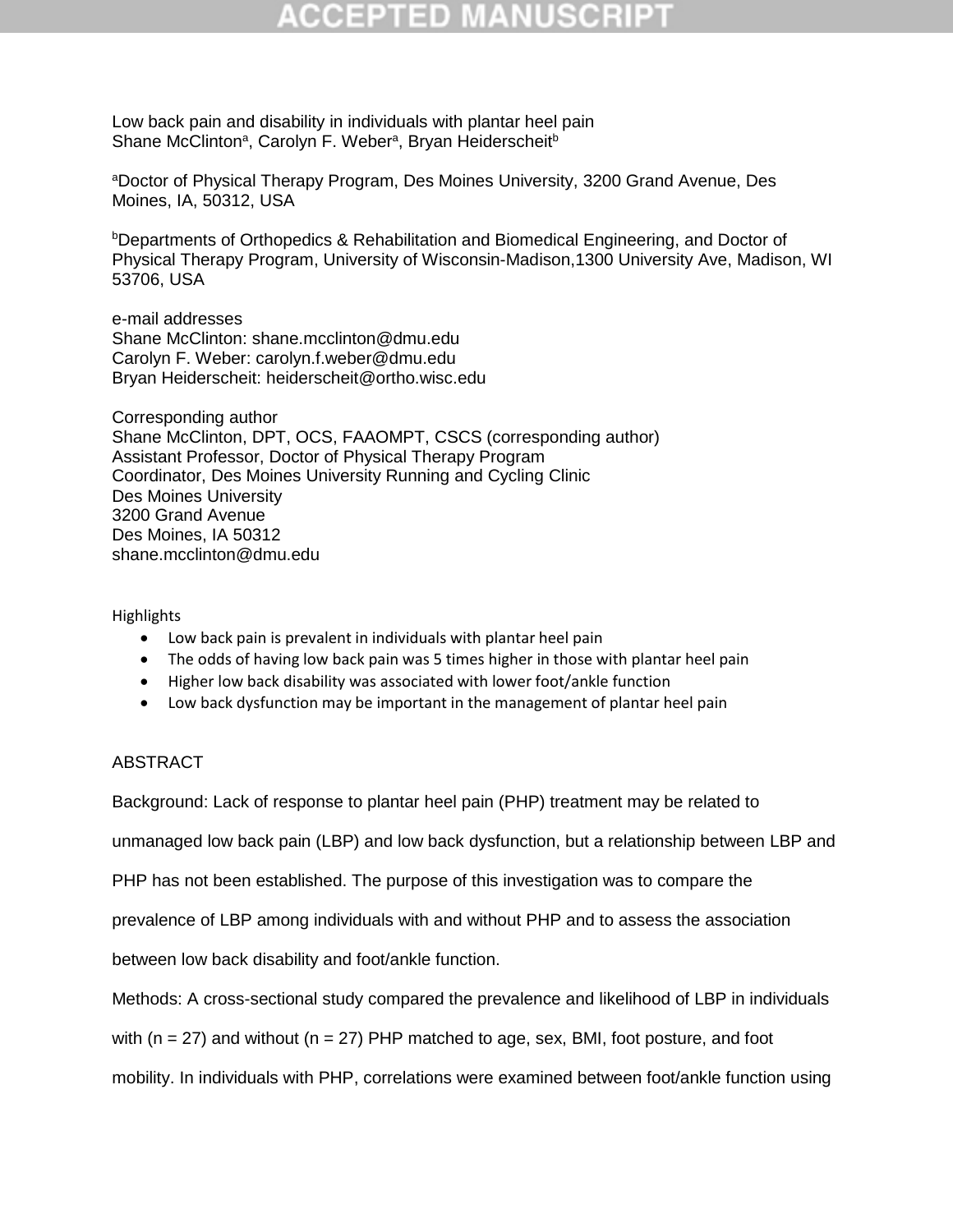Low back pain and disability in individuals with plantar heel pain

Shane McClinton[a], Carolyn F. Weber[a], Bryan Heiderscheit[b]

[a]Doctor of Physical Therapy Program, Des Moines University, 3200 Grand Avenue, Des Moines, IA, 50312, USA

[b]Departments of Orthopedics & Rehabilitation and Biomedical Engineering, and Doctor of Physical Therapy Program, University of Wisconsin-Madison,1300 University Ave, Madison, WI 53706, USA

e-mail addresses
Shane McClinton: shane.mcclinton@dmu.edu
Carolyn F. Weber: carolyn.f.weber@dmu.edu
Bryan Heiderscheit: heiderscheit@ortho.wisc.edu

Corresponding author
Shane McClinton, DPT, OCS, FAAOMPT, CSCS (corresponding author)
Assistant Professor, Doctor of Physical Therapy Program
Coordinator, Des Moines University Running and Cycling Clinic
Des Moines University
3200 Grand Avenue
Des Moines, IA 50312
shane.mcclinton@dmu.edu

Highlights

- Low back pain is prevalent in individuals with plantar heel pain
- The odds of having low back pain was 5 times higher in those with plantar heel pain
- Higher low back disability was associated with lower foot/ankle function
- Low back dysfunction may be important in the management of plantar heel pain

ABSTRACT

Background: Lack of response to plantar heel pain (PHP) treatment may be related to unmanaged low back pain (LBP) and low back dysfunction, but a relationship between LBP and PHP has not been established. The purpose of this investigation was to compare the prevalence of LBP among individuals with and without PHP and to assess the association between low back disability and foot/ankle function.

Methods: A cross-sectional study compared the prevalence and likelihood of LBP in individuals with (n = 27) and without (n = 27) PHP matched to age, sex, BMI, foot posture, and foot mobility. In individuals with PHP, correlations were examined between foot/ankle function using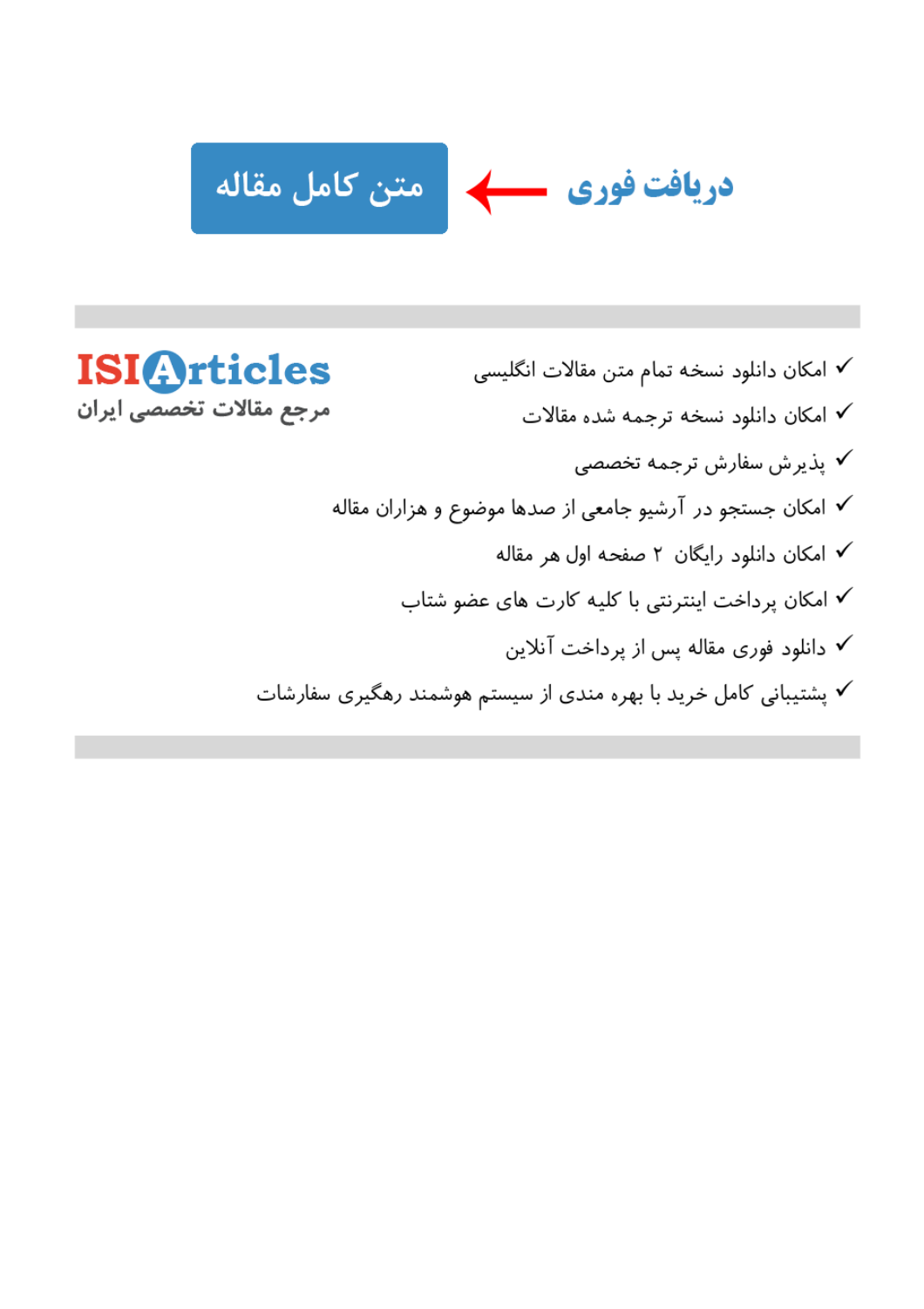دریافت فوری ← **متن کامل مقاله**

**ISIArticles**
مرجع مقالات تخصصی ایران

- ✓ امکان دانلود نسخه تمام متن مقالات انگلیسی
- ✓ امکان دانلود نسخه ترجمه شده مقالات
- ✓ پذیرش سفارش ترجمه تخصصی
- ✓ امکان جستجو در آرشیو جامعی از صدها موضوع و هزاران مقاله
- ✓ امکان دانلود رایگان ۲ صفحه اول هر مقاله
- ✓ امکان پرداخت اینترنتی با کلیه کارت های عضو شتاب
- ✓ دانلود فوری مقاله پس از پرداخت آنلاین
- ✓ پشتیبانی کامل خرید با بهره مندی از سیستم هوشمند رهگیری سفارشات